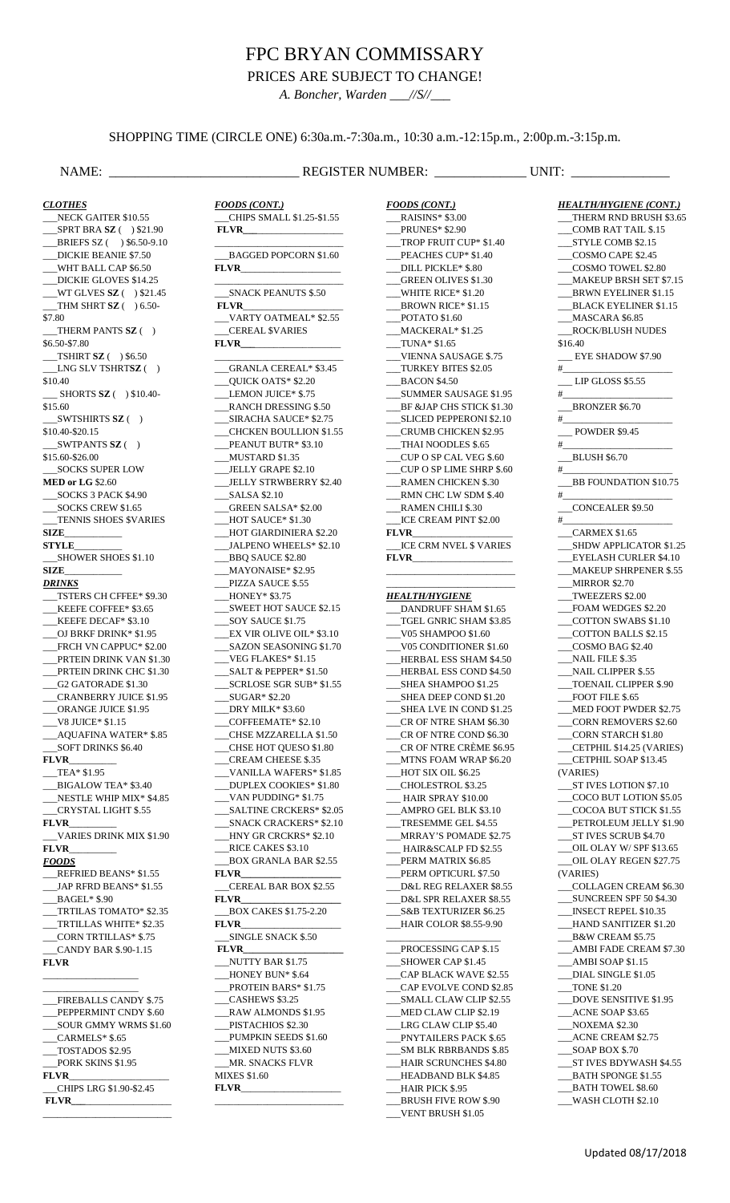# FPC BRYAN COMMISSARY

PRICES ARE SUBJECT TO CHANGE!

*A. Boncher, Warden ___//S//___*

SHOPPING TIME (CIRCLE ONE) 6:30a.m.-7:30a.m., 10:30 a.m.-12:15p.m., 2:00p.m.-3:15p.m.

NAME: ____________________________ REGISTER NUMBER: ______________ UNIT: _______________

***CLOTHES***

- ___NECK GAITER $10.55
- ___SPRT BRA **SZ** (   ) $21.90
- ___BRIEFS SZ (   ) $6.50-9.10
- ___DICKIE BEANIE $7.50
- ___WHT BALL CAP $6.50
- ___DICKIE GLOVES $14.25
- ___WT GLVES **SZ (**   ) $21.45
- ___THM SHRT **SZ** (   ) 6.50-$7.80
- ___THERM PANTS **SZ** (   ) $6.50-$7.80
- ___TSHIRT **SZ** (   ) $6.50
- ___LNG SLV TSHRT**SZ** (   ) $10.40
- ___ SHORTS **SZ** (   ) $10.40-$15.60
- ___SWTSHIRTS **SZ** (   ) $10.40-$20.15
- ___SWTPANTS **SZ** (   ) $15.60-$26.00
- ___SOCKS SUPER LOW **MED or LG** $2.60
- ___SOCKS 3 PACK $4.90
- ___SOCKS CREW $1.65
- ___TENNIS SHOES $VARIES

**SIZE**___________

**STYLE**_________

- ___SHOWER SHOES $1.10

**SIZE**___________

***DRINKS***

- ___TSTERS CH CFFEE* $9.30
- ___KEEFE COFFEE* $3.65
- ___KEEFE DECAF* $3.10
- ___OJ BRKF DRINK* $1.95
- ___FRCH VN CAPPUC* $2.00
- ___PRTEIN DRINK VAN $1.30
- ___PRTEIN DRINK CHC $1.30
- ___G2 GATORADE $1.30
- ___CRANBERRY JUICE $1.95
- ___ORANGE JUICE $1.95
- ___V8 JUICE* $1.15
- ___AQUAFINA WATER* $.85
- ___SOFT DRINKS $6.40

**FLVR**_________

- ___TEA* $1.95
- ___BIGALOW TEA* $3.40
- ___NESTLE WHIP MIX* $4.85
- ___CRYSTAL LIGHT $.55

**FLVR**_________

- ___VARIES DRINK MIX $1.90

**FLVR**_________

***FOODS***

- ___REFRIED BEANS* $1.55
- ___JAP RFRD BEANS* $1.55
- ___BAGEL* $.90
- ___TRTILAS TOMATO* $2.35
- ___TRTILLAS WHITE* $2.35
- ___CORN TRTILLAS* $.75
- ___CANDY BAR $.90-1.15

**FLVR**

___________________

___________________

- ___FIREBALLS CANDY $.75
- ___PEPPERMINT CNDY $.60
- ___SOUR GMMY WRMS $1.60
- ___CARMELS* $.65
- ___TOSTADOS $2.95
- ___PORK SKINS $1.95

**FLVR**___________________

- ___CHIPS LRG $1.90-$2.45

**FLVR**___________________

***FOODS (CONT.)***

- ___CHIPS SMALL $1.25-$1.55

**FLVR**___________________

- ___BAGGED POPCORN $1.60

**FLVR**___________________

- ___SNACK PEANUTS $.50

**FLVR**___________________

- ___VARTY OATMEAL* $2.55
- ___CEREAL $VARIES

**FLVR**___________________

- ___GRANLA CEREAL* $3.45
- ___QUICK OATS* $2.20
- ___LEMON JUICE* $.75
- ___RANCH DRESSING $.50
- ___SIRACHA SAUCE* $2.75
- ___CHCKEN BOULLION $1.55
- ___PEANUT BUTR* $3.10
- ___MUSTARD $1.35
- ___JELLY GRAPE $2.10
- ___JELLY STRWBERRY $2.40
- ___SALSA $2.10
- ___GREEN SALSA* $2.00
- ___HOT SAUCE* $1.30
- ___HOT GIARDINIERA $2.20
- ___JALPENO WHEELS* $2.10
- ___BBQ SAUCE $2.80
- ___MAYONAISE* $2.95
- ___PIZZA SAUCE $.55
- ___HONEY* $3.75
- ___SWEET HOT SAUCE $2.15
- ___SOY SAUCE $1.75
- ___EX VIR OLIVE OIL* $3.10
- ___SAZON SEASONING $1.70
- ___VEG FLAKES* $1.15
- ___SALT & PEPPER* $1.50
- ___SCRLOSE SGR SUB* $1.55
- ___SUGAR* $2.20
- ___DRY MILK* $3.60
- ___COFFEEMATE* $2.10
- ___CHSE MZZARELLA $1.50
- ___CHSE HOT QUESO $1.80
- ___CREAM CHEESE $.35
- ___VANILLA WAFERS* $1.85
- ___DUPLEX COOKIES* $1.80
- ___VAN PUDDING* $1.75
- ___SALTINE CRCKERS* $2.05
- ___SNACK CRACKERS* $2.10
- ___HNY GR CRCKRS* $2.10
- ___RICE CAKES $3.10
- ___BOX GRANLA BAR $2.55

**FLVR**___________________

- ___CEREAL BAR BOX $2.55

**FLVR**___________________

- ___BOX CAKES $1.75-2.20

**FLVR**___________________

- ___SINGLE SNACK $.50

**FLVR**___________________

- ___NUTTY BAR $1.75
- ___HONEY BUN* $.64
- ___PROTEIN BARS* $1.75
- ___CASHEWS $3.25
- ___RAW ALMONDS $1.95
- ___PISTACHIOS $2.30
- ___PUMPKIN SEEDS $1.60
- ___MIXED NUTS $3.60
- ___MR. SNACKS FLVR MIXES $1.60

**FLVR**___________________

***FOODS (CONT.)***

- ___RAISINS* $3.00
- ___PRUNES* $2.90
- ___TROP FRUIT CUP* $1.40
- ___PEACHES CUP* $1.40
- ___DILL PICKLE* $.80
- ___GREEN OLIVES $1.30
- ___WHITE RICE* $1.20
- ___BROWN RICE* $1.15
- ___POTATO $1.60
- ___MACKEREL* $1.25
- ___TUNA* $1.65
- ___VIENNA SAUSAGE $.75
- ___TURKEY BITES $2.05
- ___BACON $4.50
- ___SUMMER SAUSAGE $1.95
- ___BF &JAP CHS STICK $1.30
- ___SLICED PEPPERONI $2.10
- ___CRUMB CHICKEN $2.95
- ___THAI NOODLES $.65
- ___CUP O SP CAL VEG $.60
- ___CUP O SP LIME SHRP $.60
- ___RAMEN CHICKEN $.30
- ___RMN CHC LW SDM $.40
- ___RAMEN CHILI $.30
- ___ICE CREAM PINT $2.00

**FLVR**___________________

- ___ICE CRM NVEL $ VARIES

**FLVR**___________________

***HEALTH/HYGIENE***

- ___DANDRUFF SHAM $1.65
- ___TGEL GNRIC SHAM $3.85
- ___V05 SHAMPOO $1.60
- ___V05 CONDITIONER $1.60
- ___HERBAL ESS SHAM $4.50
- ___HERBAL ESS COND $4.50
- ___SHEA SHAMPOO $1.25
- ___SHEA DEEP COND $1.20
- ___SHEA LVE IN COND $1.25
- ___CR OF NTRE SHAM $6.30
- ___CR OF NTRE COND $6.30
- ___CR OF NTRE CRÈME $6.95
- ___MTNS FOAM WRAP $6.20
- ___HOT SIX OIL $6.25
- ___CHOLESTROL $3.25
- ___ HAIR SPRAY $10.00
- ___AMPRO GEL BLK $3.10
- ___TRESEMME GEL $4.55
- ___MRRAY'S POMADE $2.75
- ___ HAIR&SCALP FD $2.55
- ___PERM MATRIX $6.85
- ___PERM OPTICURL $7.50
- ___D&L REG RELAXER $8.55
- ___D&L SPR RELAXER $8.55
- ___S&B TEXTURIZER $6.25
- ___HAIR COLOR $8.55-9.90

___________________

- ___PROCESSING CAP $.15
- ___SHOWER CAP $1.45
- ___CAP BLACK WAVE $2.55
- ___CAP EVOLVE COND $2.85
- ___SMALL CLAW CLIP $2.55
- ___MED CLAW CLIP $2.19
- ___LRG CLAW CLIP $5.40
- ___PNYTAILERS PACK $.65
- ___SM BLK RBRBANDS $.85
- ___HAIR SCRUNCHES $4.80
- ___HEADBAND BLK $4.85
- ___HAIR PICK $.95
- ___BRUSH FIVE ROW $.90
- ___VENT BRUSH $1.05

***HEALTH/HYGIENE (CONT.)***

- ___THERM RND BRUSH $3.65
- ___COMB RAT TAIL $.15
- ___STYLE COMB $2.15
- ___COSMO CAPE $2.45
- ___COSMO TOWEL $2.80
- ___MAKEUP BRSH SET $7.15
- ___BRWN EYELINER $1.15
- ___BLACK EYELINER $1.15
- ___MASCARA $6.85
- ___ROCK/BLUSH NUDES $16.40
- ___ EYE SHADOW $7.90

#___________________

- ___ LIP GLOSS $5.55

#___________________

- ___BRONZER $6.70

#___________________

- ___ POWDER $9.45

#___________________

- ___BLUSH $6.70

#___________________

- ___BB FOUNDATION $10.75

#___________________

- ___CONCEALER $9.50

#___________________

- ___CARMEX $1.65
- ___SHDW APPLICATOR $1.25
- ___EYELASH CURLER $4.10
- ___MAKEUP SHRPENER $.55
- ___MIRROR $2.70
- ___TWEEZERS $2.00
- ___FOAM WEDGES $2.20
- ___COTTON SWABS $1.10
- ___COTTON BALLS $2.15
- ___COSMO BAG $2.40
- ___NAIL FILE $.35
- ___NAIL CLIPPER $.55
- ___TOENAIL CLIPPER $.90
- ___FOOT FILE $.65
- ___MED FOOT PWDER $2.75
- ___CORN REMOVERS $2.60
- ___CORN STARCH $1.80
- ___CETPHIL $14.25 (VARIES)
- ___CETPHIL SOAP $13.45 (VARIES)
- ___ST IVES LOTION $7.10
- ___COCO BUT LOTION $5.05
- ___COCOA BUT STICK $1.55
- ___PETROLEUM JELLY $1.90
- ___ST IVES SCRUB $4.70
- ___OIL OLAY W/ SPF $13.65
- ___OIL OLAY REGEN $27.75 (VARIES)
- ___COLLAGEN CREAM $6.30
- ___SUNCREEN SPF 50 $4.30
- ___INSECT REPEL $10.35
- ___HAND SANITIZER $1.20
- ___B&W CREAM $5.75
- ___AMBI FADE CREAM $7.30
- ___AMBI SOAP $1.15
- ___DIAL SINGLE $1.05
- ___TONE $1.20
- ___DOVE SENSITIVE $1.95
- ___ACNE SOAP $3.65
- ___NOXEMA $2.30
- ___ACNE CREAM $2.75
- ___SOAP BOX $.70
- ___ST IVES BDYWASH $4.55
- ___BATH SPONGE $1.55
- ___BATH TOWEL $8.60
- ___WASH CLOTH $2.10

Updated 08/17/2018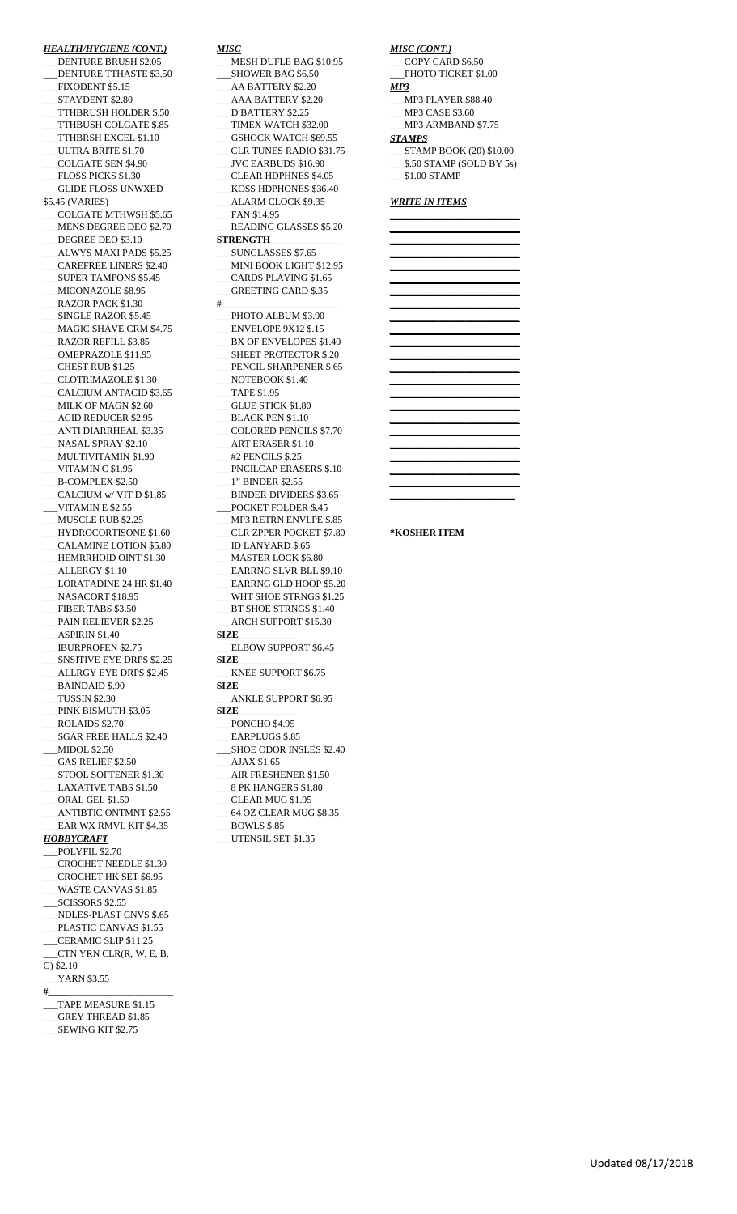***HEALTH/HYGIENE (CONT.)***

___DENTURE BRUSH $2.05
___DENTURE TTHASTE $3.50
___FIXODENT $5.15
___STAYDENT $2.80
___TTHBRSH HOLDER $.50
___TTHBUSH COLGATE $.85
___TTHBRSH EXCEL $1.10
___ULTRA BRITE $1.70
___COLGATE SEN $4.90
___FLOSS PICKS $1.30
___GLIDE FLOSS UNWXED $5.45 (VARIES)
___COLGATE MTHWSH $5.65
___MENS DEGREE DEO $2.70
___DEGREE DEO $3.10
___ALWYS MAXI PADS $5.25
___CAREFREE LINERS $2.40
___SUPER TAMPONS $5.45
___MICONAZOLE $8.95
___RAZOR PACK $1.30
___SINGLE RAZOR $5.45
___MAGIC SHAVE CRM $4.75
___RAZOR REFILL $3.85
___OMEPRAZOLE $11.95
___CHEST RUB $1.25
___CLOTRIMAZOLE $1.30
___CALCIUM ANTACID $3.65
___MILK OF MAGN $2.60
___ACID REDUCER $2.95
___ANTI DIARRHEAL $3.35
___NASAL SPRAY $2.10
___MULTIVITAMIN $1.90
___VITAMIN C $1.95
___B-COMPLEX $2.50
___CALCIUM w/ VIT D $1.85
___VITAMIN E $2.55
___MUSCLE RUB $2.25
___HYDROCORTISONE $1.60
___CALAMINE LOTION $5.80
___HEMRRHOID OINT $1.30
___ALLERGY $1.10
___LORATADINE 24 HR $1.40
___NASACORT $18.95
___FIBER TABS $3.50
___PAIN RELIEVER $2.25
___ASPIRIN $1.40
___IBURPROFEN $2.75
___SNSITIVE EYE DRPS $2.25
___ALLRGY EYE DRPS $2.45
___BAINDAID $.90
___TUSSIN $2.30
___PINK BISMUTH $3.05
___ROLAIDS $2.70
___SGAR FREE HALLS $2.40
___MIDOL $2.50
___GAS RELIEF $2.50
___STOOL SOFTENER $1.30
___LAXATIVE TABS $1.50
___ORAL GEL $1.50
___ANTIBTIC ONTMNT $2.55
___EAR WX RMVL KIT $4.35

***HOBBYCRAFT***

___POLYFIL $2.70
___CROCHET NEEDLE $1.30
___CROCHET HK SET $6.95
___WASTE CANVAS $1.85
___SCISSORS $2.55
___NDLES-PLAST CNVS $.65
___PLASTIC CANVAS $1.55
___CERAMIC SLIP $11.25
___CTN YRN CLR(R, W, E, B, G) $2.10
___YARN $3.55
#________________________
___TAPE MEASURE $1.15
___GREY THREAD $1.85
___SEWING KIT $2.75

***MISC***

___MESH DUFLE BAG $10.95
___SHOWER BAG $6.50
___AA BATTERY $2.20
___AAA BATTERY $2.20
___D BATTERY $2.25
___TIMEX WATCH $32.00
___GSHOCK WATCH $69.55
___CLR TUNES RADIO $31.75
___JVC EARBUDS $16.90
___CLEAR HDPHNES $4.05
___KOSS HDPHONES $36.40
___ALARM CLOCK $9.35
___FAN $14.95
___READING GLASSES $5.20
**STRENGTH**______________
___SUNGLASSES $7.65
___MINI BOOK LIGHT $12.95
___CARDS PLAYING $1.65
___GREETING CARD $.35
#________________________
___PHOTO ALBUM $3.90
___ENVELOPE 9X12 $.15
___BX OF ENVELOPES $1.40
___SHEET PROTECTOR $.20
___PENCIL SHARPENER $.65
___NOTEBOOK $1.40
___TAPE $1.95
___GLUE STICK $1.80
___BLACK PEN $1.10
___COLORED PENCILS $7.70
___ART ERASER $1.10
___#2 PENCILS $.25
___PNCILCAP ERASERS $.10
___1" BINDER $2.55
___BINDER DIVIDERS $3.65
___POCKET FOLDER $.45
___MP3 RETRN ENVLPE $.85
___CLR ZPPER POCKET $7.80
___ID LANYARD $.65
___MASTER LOCK $6.80
___EARRNG SLVR BLL $9.10
___EARRNG GLD HOOP $5.20
___WHT SHOE STRNGS $1.25
___BT SHOE STRNGS $1.40
___ARCH SUPPORT $15.30
**SIZE**___________
___ELBOW SUPPORT $6.45
**SIZE**___________
___KNEE SUPPORT $6.75
**SIZE**___________
___ANKLE SUPPORT $6.95
**SIZE**___________
___PONCHO $4.95
___EARPLUGS $.85
___SHOE ODOR INSLES $2.40
___AJAX $1.65
___AIR FRESHENER $1.50
___8 PK HANGERS $1.80
___CLEAR MUG $1.95
___64 OZ CLEAR MUG $8.35
___BOWLS $.85
___UTENSIL SET $1.35

***MISC (CONT.)***

___COPY CARD $6.50
___PHOTO TICKET $1.00

***MP3***

___MP3 PLAYER $88.40
___MP3 CASE $3.60
___MP3 ARMBAND $7.75

***STAMPS***

___STAMP BOOK (20) $10.00
___$.50 STAMP (SOLD BY 5s)
___$1.00 STAMP

***WRITE IN ITEMS***

________________________
________________________
________________________
________________________
________________________
________________________
________________________
________________________
________________________
________________________
________________________
________________________
________________________
________________________
________________________
________________________
________________________
________________________
________________________
________________________
________________________
________________________

**\*KOSHER ITEM**

Updated 08/17/2018